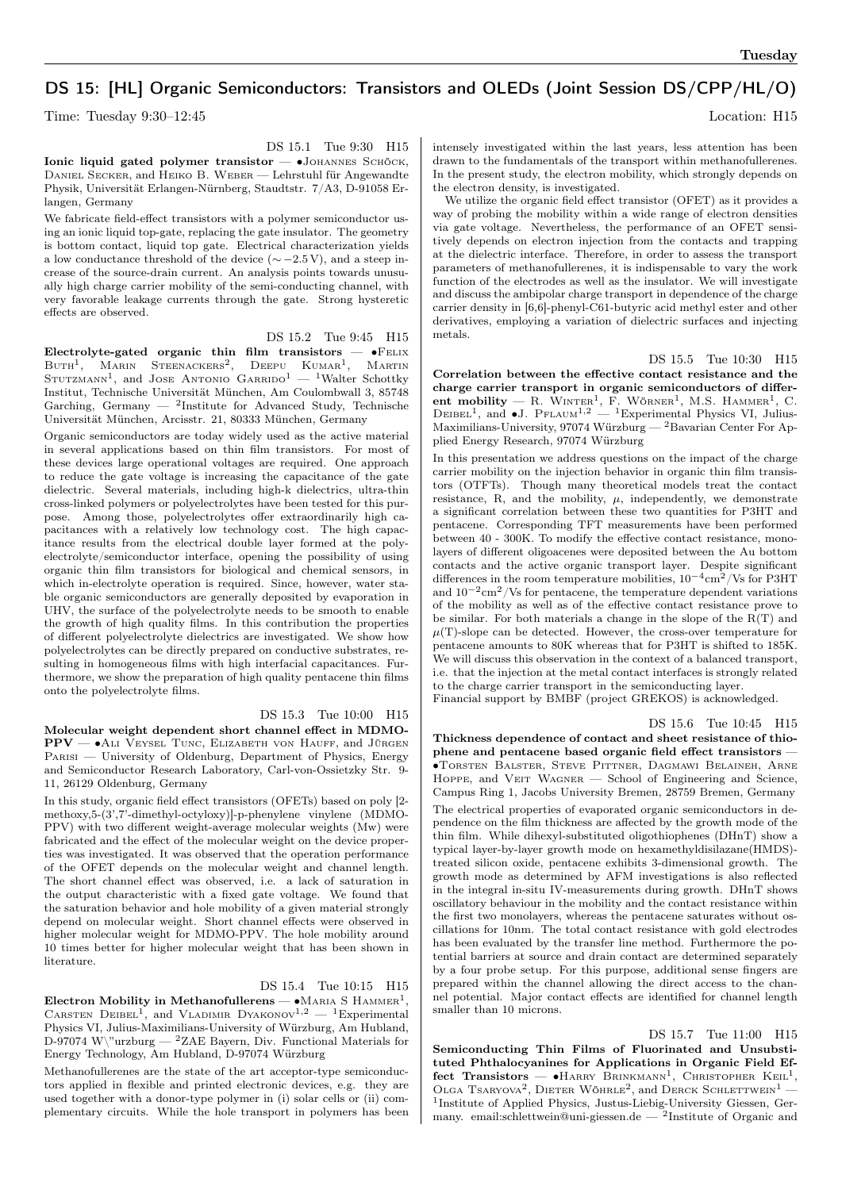## DS 15: [HL] Organic Semiconductors: Transistors and OLEDs (Joint Session DS/CPP/HL/O)

Time: Tuesday 9:30–12:45 Location: H15

DS 15.1 Tue 9:30 H15

**Ionic liquid gated polymer transistor** — •Johannes Schöck, Daniel Secker, and Heiko B. Weber — Lehrstuhl für Angewandte Physik, Universität Erlangen-Nürnberg, Staudtstr. 7/A3, D-91058 Erlangen, Germany

We fabricate field-effect transistors with a polymer semiconductor using an ionic liquid top-gate, replacing the gate insulator. The geometry is bottom contact, liquid top gate. Electrical characterization yields a low conductance threshold of the device ($\sim -2.5$ V), and a steep increase of the source-drain current. An analysis points towards unusually high charge carrier mobility of the semi-conducting channel, with very favorable leakage currents through the gate. Strong hysteretic effects are observed.

DS 15.2 Tue 9:45 H15

**Electrolyte-gated organic thin film transistors** — •Felix Buth[1], Marin Steenackers[2], Deepu Kumar[1], Martin Stutzmann[1], and Jose Antonio Garrido[1] — [1]Walter Schottky Institut, Technische Universität München, Am Coulombwall 3, 85748 Garching, Germany — [2]Institute for Advanced Study, Technische Universität München, Arcisstr. 21, 80333 München, Germany

Organic semiconductors are today widely used as the active material in several applications based on thin film transistors. For most of these devices large operational voltages are required. One approach to reduce the gate voltage is increasing the capacitance of the gate dielectric. Several materials, including high-k dielectrics, ultra-thin cross-linked polymers or polyelectrolytes have been tested for this purpose. Among those, polyelectrolytes offer extraordinarily high capacitances with a relatively low technology cost. The high capacitance results from the electrical double layer formed at the polyelectrolyte/semiconductor interface, opening the possibility of using organic thin film transistors for biological and chemical sensors, in which in-electrolyte operation is required. Since, however, water stable organic semiconductors are generally deposited by evaporation in UHV, the surface of the polyelectrolyte needs to be smooth to enable the growth of high quality films. In this contribution the properties of different polyelectrolyte dielectrics are investigated. We show how polyelectrolytes can be directly prepared on conductive substrates, resulting in homogeneous films with high interfacial capacitances. Furthermore, we show the preparation of high quality pentacene thin films onto the polyelectrolyte films.

DS 15.3 Tue 10:00 H15

**Molecular weight dependent short channel effect in MDMO-PPV** — •Ali Veysel Tunc, Elizabeth von Hauff, and Jürgen Parisi — University of Oldenburg, Department of Physics, Energy and Semiconductor Research Laboratory, Carl-von-Ossietzky Str. 9-11, 26129 Oldenburg, Germany

In this study, organic field effect transistors (OFETs) based on poly [2-methoxy,5-(3',7'-dimethyl-octyloxy)]-p-phenylene vinylene (MDMO-PPV) with two different weight-average molecular weights (Mw) were fabricated and the effect of the molecular weight on the device properties was investigated. It was observed that the operation performance of the OFET depends on the molecular weight and channel length. The short channel effect was observed, i.e. a lack of saturation in the output characteristic with a fixed gate voltage. We found that the saturation behavior and hole mobility of a given material strongly depend on molecular weight. Short channel effects were observed in higher molecular weight for MDMO-PPV. The hole mobility around 10 times better for higher molecular weight that has been shown in literature.

DS 15.4 Tue 10:15 H15

**Electron Mobility in Methanofullerens** — •Maria S Hammer[1], Carsten Deibel[1], and Vladimir Dyakonov[1,2] — [1]Experimental Physics VI, Julius-Maximilians-University of Würzburg, Am Hubland, D-97074 W\"urzburg — [2]ZAE Bayern, Div. Functional Materials for Energy Technology, Am Hubland, D-97074 Würzburg

Methanofullerenes are the state of the art acceptor-type semiconductors applied in flexible and printed electronic devices, e.g. they are used together with a donor-type polymer in (i) solar cells or (ii) complementary circuits. While the hole transport in polymers has been intensely investigated within the last years, less attention has been drawn to the fundamentals of the transport within methanofullerenes. In the present study, the electron mobility, which strongly depends on the electron density, is investigated.

We utilize the organic field effect transistor (OFET) as it provides a way of probing the mobility within a wide range of electron densities via gate voltage. Nevertheless, the performance of an OFET sensitively depends on electron injection from the contacts and trapping at the dielectric interface. Therefore, in order to assess the transport parameters of methanofullerenes, it is indispensable to vary the work function of the electrodes as well as the insulator. We will investigate and discuss the ambipolar charge transport in dependence of the charge carrier density in [6,6]-phenyl-C61-butyric acid methyl ester and other derivatives, employing a variation of dielectric surfaces and injecting metals.

DS 15.5 Tue 10:30 H15

**Correlation between the effective contact resistance and the charge carrier transport in organic semiconductors of different mobility** — R. Winter[1], F. Wörner[1], M.S. Hammer[1], C. Deibel[1], and •J. Pflaum[1,2] — [1]Experimental Physics VI, Julius-Maximilians-University, 97074 Würzburg — [2]Bavarian Center For Applied Energy Research, 97074 Würzburg

In this presentation we address questions on the impact of the charge carrier mobility on the injection behavior in organic thin film transistors (OTFTs). Though many theoretical models treat the contact resistance, R, and the mobility, $\mu$, independently, we demonstrate a significant correlation between these two quantities for P3HT and pentacene. Corresponding TFT measurements have been performed between 40 - 300K. To modify the effective contact resistance, monolayers of different oligoacenes were deposited between the Au bottom contacts and the active organic transport layer. Despite significant differences in the room temperature mobilities, $10^{-4}$cm$^2$/Vs for P3HT and $10^{-2}$cm$^2$/Vs for pentacene, the temperature dependent variations of the mobility as well as of the effective contact resistance prove to be similar. For both materials a change in the slope of the R(T) and $\mu$(T)-slope can be detected. However, the cross-over temperature for pentacene amounts to 80K whereas that for P3HT is shifted to 185K. We will discuss this observation in the context of a balanced transport, i.e. that the injection at the metal contact interfaces is strongly related to the charge carrier transport in the semiconducting layer.

Financial support by BMBF (project GREKOS) is acknowledged.

DS 15.6 Tue 10:45 H15

**Thickness dependence of contact and sheet resistance of thiophene and pentacene based organic field effect transistors** — •Torsten Balster, Steve Pittner, Dagmawi Belaineh, Arne Hoppe, and Veit Wagner — School of Engineering and Science, Campus Ring 1, Jacobs University Bremen, 28759 Bremen, Germany

The electrical properties of evaporated organic semiconductors in dependence on the film thickness are affected by the growth mode of the thin film. While dihexyl-substituted oligothiophenes (DHnT) show a typical layer-by-layer growth mode on hexamethyldisilazane(HMDS)-treated silicon oxide, pentacene exhibits 3-dimensional growth. The growth mode as determined by AFM investigations is also reflected in the integral in-situ IV-measurements during growth. DHnT shows oscillatory behaviour in the mobility and the contact resistance within the first two monolayers, whereas the pentacene saturates without oscillations for 10nm. The total contact resistance with gold electrodes has been evaluated by the transfer line method. Furthermore the potential barriers at source and drain contact are determined separately by a four probe setup. For this purpose, additional sense fingers are prepared within the channel allowing the direct access to the channel potential. Major contact effects are identified for channel length smaller than 10 microns.

DS 15.7 Tue 11:00 H15

**Semiconducting Thin Films of Fluorinated and Unsubstituted Phthalocyanines for Applications in Organic Field Effect Transistors** — •Harry Brinkmann[1], Christopher Keil[1], Olga Tsaryova[2], Dieter Wöhrle[2], and Derck Schlettwein[1] — [1]Institute of Applied Physics, Justus-Liebig-University Giessen, Germany. email:schlettwein@uni-giessen.de — [2]Institute of Organic and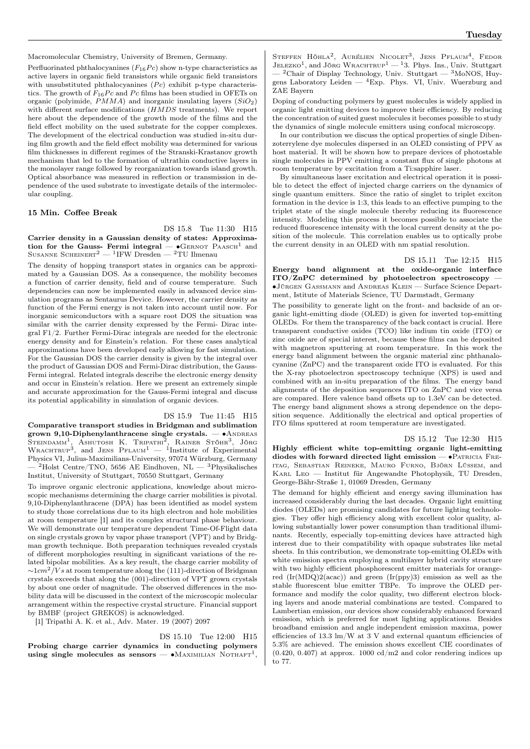Macromolecular Chemistry, University of Bremen, Germany.

Perfluorinated phthalocyanines ($F_{16}Pc$) show n-type characteristics as active layers in organic field transistors while organic field transistors with unsubstituted phthalocyanines ($Pc$) exhibit p-type characteristics. The growth of $F_{16}Pc$ and $Pc$ films has been studied in OFETs on organic (polyimide, $PMMA$) and inorganic insulating layers ($SiO_2$) with different surface modifications ($HMDS$ treatments). We report here about the dependence of the growth mode of the films and the field effect mobility on the used substrate for the copper complexes. The development of the electrical conduction was studied in-situ during film growth and the field effect mobility was determined for various film thicknesses in different regimes of the Stranski-Krastanov growth mechanism that led to the formation of ultrathin conductive layers in the monolayer range followed by reorganization towards island growth. Optical absorbance was measured in reflection or transmission in dependence of the used substrate to investigate details of the intermolecular coupling.

### 15 Min. Coffee Break

DS 15.8 Tue 11:30 H15

**Carrier density in a Gaussian density of states: Approximation for the Gauss- Fermi integral** — •Gernot Paasch[1] and Susanne Scheinert[2] — [1]IFW Dresden — [2]TU Ilmenau

The density of hopping transport states in organics can be approximated by a Gaussian DOS. As a consequence, the mobility becomes a function of carrier density, field and of course temperature. Such dependencies can now be implemented easily in advanced device simulation programs as Sentaurus Device. However, the carrier density as function of the Fermi energy is not taken into account until now. For inorganic semiconductors with a square root DOS the situation was similar with the carrier density expressed by the Fermi- Dirac integral F1/2. Further Fermi-Dirac integrals are needed for the electronic energy density and for Einstein's relation. For these cases analytical approximations have been developed early allowing for fast simulation. For the Gaussian DOS the carrier density is given by the integral over the product of Gaussian DOS and Fermi-Dirac distribution, the Gauss-Fermi integral. Related integrals describe the electronic energy density and occur in Einstein's relation. Here we present an extremely simple and accurate approximation for the Gauss-Fermi integral and discuss its potential applicability in simulation of organic devices.

DS 15.9 Tue 11:45 H15

**Comparative transport studies in Bridgman and sublimation grown 9,10-Diphenylanthracene single crystals.** — •Andreas Steindamm[1], Ashutosh K. Tripathi[2], Rainer Stöhr[3], Jörg Wrachtrup[3], and Jens Pflaum[1] — [1]Institute of Experimental Physics VI, Julius-Maximilians-University, 97074 Würzburg, Germany — [2]Holst Centre/TNO, 5656 AE Eindhoven, NL — [3]Physikalisches Institut, University of Stuttgart, 70550 Stuttgart, Germany

To improve organic electronic applications, knowledge about microscopic mechanisms determining the charge carrier mobilities is pivotal. 9,10-Diphenylanthracene (DPA) has been identified as model system to study those correlations due to its high electron and hole mobilities at room temperature [1] and its complex structural phase behaviour. We will demonstrate our temperature dependent Time-Of-Flight data on single crystals grown by vapor phase transport (VPT) and by Bridgman growth technique. Both preparation techniques revealed crystals of different morphologies resulting in significant variations of the related bipolar mobilities. As a key result, the charge carrier mobility of $\sim 1 cm^2/Vs$ at room temperature along the (111)-direction of Bridgman crystals exceeds that along the (001)-direction of VPT grown crystals by about one order of magnitude. The observed differences in the mobility data will be discussed in the context of the microscopic molecular arrangement within the respective crystal structure. Financial support by BMBF (project GREKOS) is acknowledged.

[1] Tripathi A. K. et al., Adv. Mater. 19 (2007) 2097

DS 15.10 Tue 12:00 H15

**Probing charge carrier dynamics in conducting polymers using single molecules as sensors** — •Maximilian Nothaft[1], Steffen Höhla[2], Aurélien Nicolet[3], Jens Pflaum[4], Fedor Jelezko[1], and Jörg Wrachtrup[1] — [1]3. Phys. Ins., Univ. Stuttgart — [2]Chair of Display Technology, Univ. Stuttgart — [3]MoNOS, Huygens Laboratory Leiden — [4]Exp. Phys. VI, Univ. Wuerzburg and ZAE Bayern

Doping of conducting polymers by guest molecules is widely applied in organic light emitting devices to improve their efficiency. By reducing the concentration of suited guest molecules it becomes possible to study the dynamics of single molecule emitters using confocal microscopy.

In our contribution we discuss the optical properties of single Dibenzoterrylene dye molecules dispersed in an OLED consisting of PPV as host material. It will be shown how to prepare devices of photostable single molecules in PPV emitting a constant flux of single photons at room temperature by excitation from a Ti:sapphire laser.

By simultaneous laser excitation and electrical operation it is possible to detect the effect of injected charge carriers on the dynamics of single quantum emitters. Since the ratio of singlet to triplet exciton formation in the device is 1:3, this leads to an effective pumping to the triplet state of the single molecule thereby reducing its fluorescence intensity. Modeling this process it becomes possible to associate the reduced fluorescence intensity with the local current density at the position of the molecule. This correlation enables us to optically probe the current density in an OLED with nm spatial resolution.

DS 15.11 Tue 12:15 H15

**Energy band alignment at the oxide-organic interface ITO/ZnPC determined by photoelectron spectroscopy** — •Jürgen Gassmann and Andreas Klein — Surface Science Department, Istitute of Materials Science, TU Darmstadt, Germany

The possibility to generate light on the front- and backside of an organic light-emitting diode (OLED) is given for inverted top-emitting OLEDs. For them the transparency of the back contact is crucial. Here transparent conductive oxides (TCO) like indium tin oxide (ITO) or zinc oxide are of special interest, because these films can be deposited with magnetron sputtering at room temperature. In this work the energy band alignment between the organic material zinc phthanalocyanine (ZnPC) and the transparent oxide ITO is evaluated. For this the X-ray photoelectron spectroscopy technique (XPS) is used and combined with an in-situ preparation of the films. The energy band alignments of the deposition sequences ITO on ZnPC and vice versa are compared. Here valence band offsets up to 1.3eV can be detected. The energy band alignment shows a strong dependence on the deposition sequence. Additionally the electrical and optical properties of ITO films sputtered at room temperature are investigated.

DS 15.12 Tue 12:30 H15

**Highly efficient white top-emitting organic light-emitting diodes with forward directed light emission** — •Patricia Freitag, Sebastian Reineke, Mauro Furno, Björn Lüssem, and Karl Leo — Institut für Angewandte Photophysik, TU Dresden, George-Bähr-Straße 1, 01069 Dresden, Germany

The demand for highly efficient and energy saving illumination has increased considerably during the last decades. Organic light emitting diodes (OLEDs) are promising candidates for future lighting technologies. They offer high efficiency along with excellent color quality, allowing substantially lower power consumption than traditional illuminants. Recently, especially top-emitting devices have attracted high interest due to their compatibility with opaque substrates like metal sheets. In this contribution, we demonstrate top-emitting OLEDs with white emission spectra employing a multilayer hybrid cavity structure with two highly efficient phosphorescent emitter materials for orange-red ($Ir(MDQ)_2(acac)$) and green ($Ir(ppy)_3$) emission as well as the stable fluorescent blue emitter TBPe. To improve the OLED performance and modify the color quality, two different electron blocking layers and anode material combinations are tested. Compared to Lambertian emission, our devices show considerably enhanced forward emission, which is preferred for most lighting applications. Besides broadband emission and angle independent emission maxima, power efficiencies of 13.3 lm/W at 3 V and external quantum efficiencies of 5.3% are achieved. The emission shows excellent CIE coordinates of (0.420, 0.407) at approx. 1000 cd/m2 and color rendering indices up to 77.